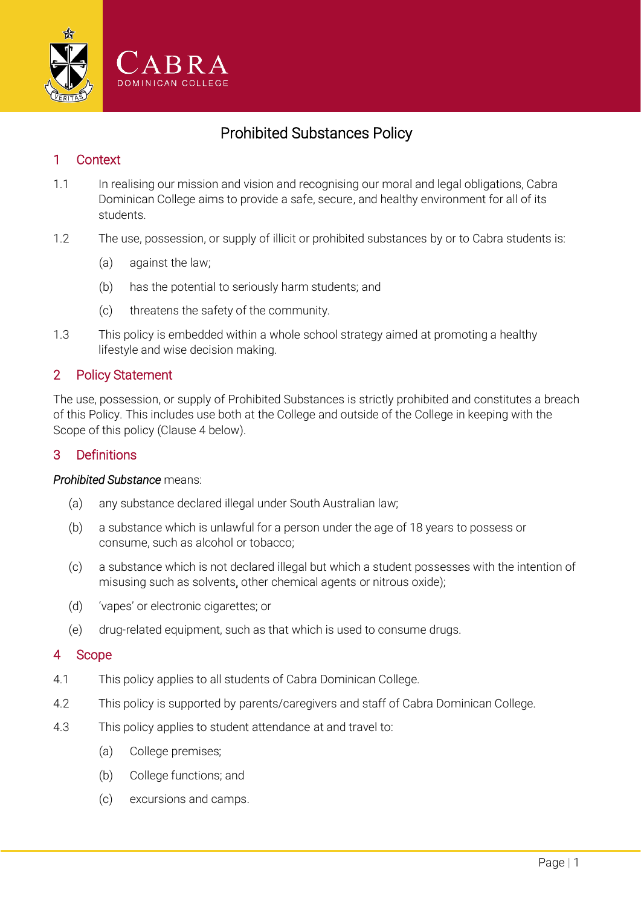CABRA
DOMINICAN COLLEGE

# Prohibited Substances Policy

## 1 Context

1.1 In realising our mission and vision and recognising our moral and legal obligations, Cabra Dominican College aims to provide a safe, secure, and healthy environment for all of its students.

1.2 The use, possession, or supply of illicit or prohibited substances by or to Cabra students is:

- (a) against the law;
- (b) has the potential to seriously harm students; and
- (c) threatens the safety of the community.

1.3 This policy is embedded within a whole school strategy aimed at promoting a healthy lifestyle and wise decision making.

## 2 Policy Statement

The use, possession, or supply of Prohibited Substances is strictly prohibited and constitutes a breach of this Policy. This includes use both at the College and outside of the College in keeping with the Scope of this policy (Clause 4 below).

## 3 Definitions

*Prohibited Substance* means:

- (a) any substance declared illegal under South Australian law;
- (b) a substance which is unlawful for a person under the age of 18 years to possess or consume, such as alcohol or tobacco;
- (c) a substance which is not declared illegal but which a student possesses with the intention of misusing such as solvents, other chemical agents or nitrous oxide);
- (d) 'vapes' or electronic cigarettes; or
- (e) drug-related equipment, such as that which is used to consume drugs.

## 4 Scope

4.1 This policy applies to all students of Cabra Dominican College.

4.2 This policy is supported by parents/caregivers and staff of Cabra Dominican College.

4.3 This policy applies to student attendance at and travel to:

- (a) College premises;
- (b) College functions; and
- (c) excursions and camps.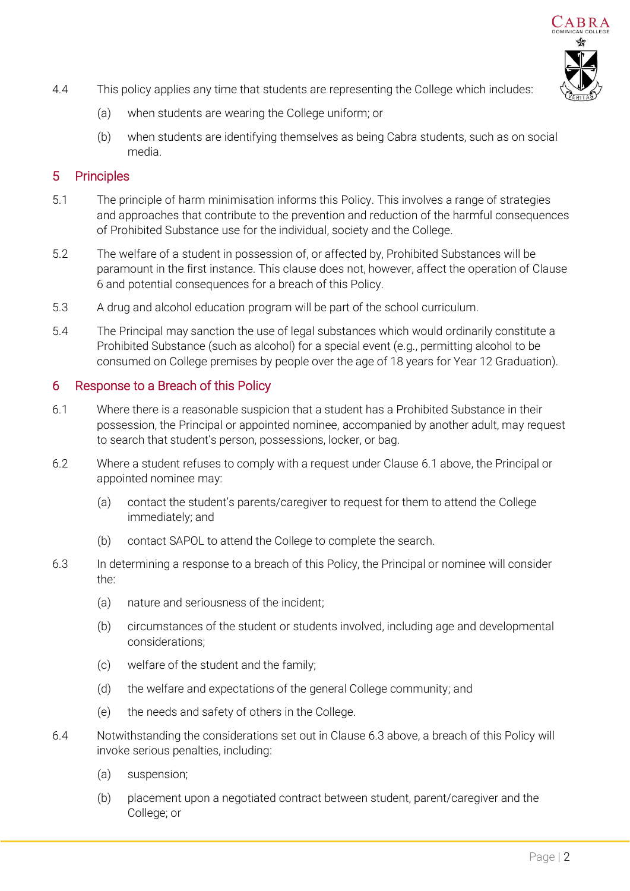4.4 This policy applies any time that students are representing the College which includes:

(a) when students are wearing the College uniform; or

(b) when students are identifying themselves as being Cabra students, such as on social media.

## 5 Principles

5.1 The principle of harm minimisation informs this Policy. This involves a range of strategies and approaches that contribute to the prevention and reduction of the harmful consequences of Prohibited Substance use for the individual, society and the College.

5.2 The welfare of a student in possession of, or affected by, Prohibited Substances will be paramount in the first instance. This clause does not, however, affect the operation of Clause 6 and potential consequences for a breach of this Policy.

5.3 A drug and alcohol education program will be part of the school curriculum.

5.4 The Principal may sanction the use of legal substances which would ordinarily constitute a Prohibited Substance (such as alcohol) for a special event (e.g., permitting alcohol to be consumed on College premises by people over the age of 18 years for Year 12 Graduation).

## 6 Response to a Breach of this Policy

6.1 Where there is a reasonable suspicion that a student has a Prohibited Substance in their possession, the Principal or appointed nominee, accompanied by another adult, may request to search that student's person, possessions, locker, or bag.

6.2 Where a student refuses to comply with a request under Clause 6.1 above, the Principal or appointed nominee may:

(a) contact the student's parents/caregiver to request for them to attend the College immediately; and

(b) contact SAPOL to attend the College to complete the search.

6.3 In determining a response to a breach of this Policy, the Principal or nominee will consider the:

(a) nature and seriousness of the incident;

(b) circumstances of the student or students involved, including age and developmental considerations;

(c) welfare of the student and the family;

(d) the welfare and expectations of the general College community; and

(e) the needs and safety of others in the College.

6.4 Notwithstanding the considerations set out in Clause 6.3 above, a breach of this Policy will invoke serious penalties, including:

(a) suspension;

(b) placement upon a negotiated contract between student, parent/caregiver and the College; or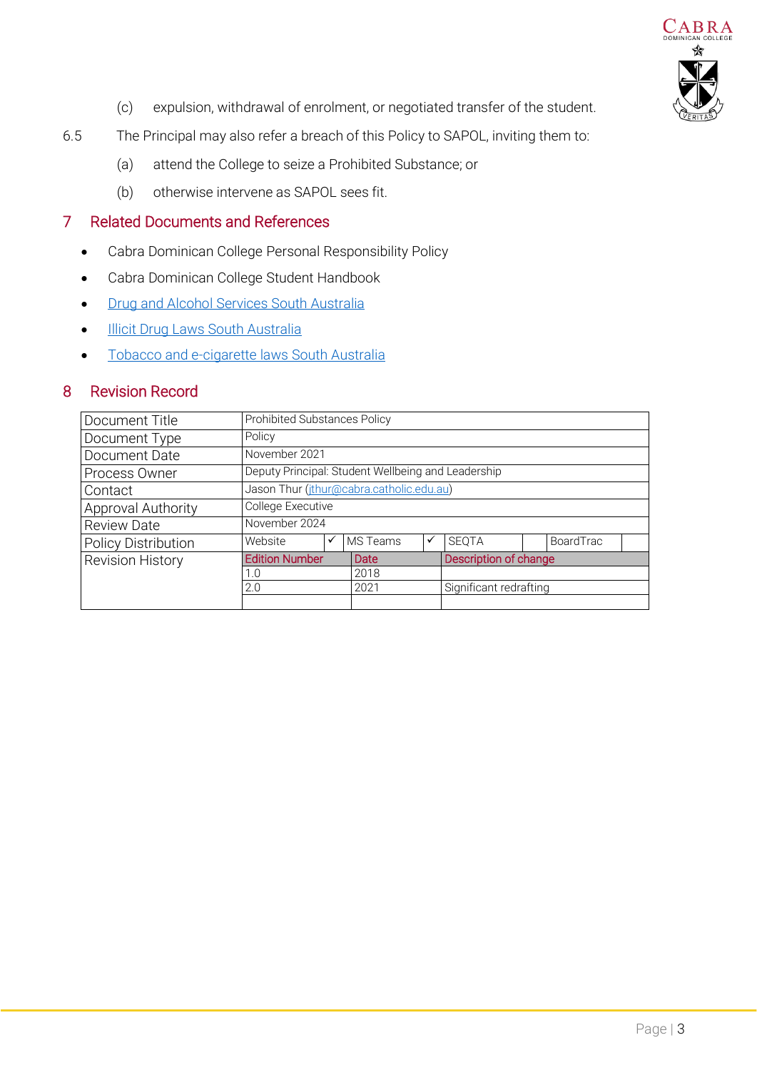(c) expulsion, withdrawal of enrolment, or negotiated transfer of the student.

6.5 The Principal may also refer a breach of this Policy to SAPOL, inviting them to:

(a) attend the College to seize a Prohibited Substance; or

(b) otherwise intervene as SAPOL sees fit.

## 7 Related Documents and References

- Cabra Dominican College Personal Responsibility Policy
- Cabra Dominican College Student Handbook
- Drug and Alcohol Services South Australia
- Illicit Drug Laws South Australia
- Tobacco and e-cigarette laws South Australia

## 8 Revision Record

| | | | | | | | |
|---|---|---|---|---|---|---|---|
| Document Title | Prohibited Substances Policy | | | | | | |
| Document Type | Policy | | | | | | |
| Document Date | November 2021 | | | | | | |
| Process Owner | Deputy Principal: Student Wellbeing and Leadership | | | | | | |
| Contact | Jason Thur (jthur@cabra.catholic.edu.au) | | | | | | |
| Approval Authority | College Executive | | | | | | |
| Review Date | November 2024 | | | | | | |
| Policy Distribution | Website | ✓ | MS Teams | ✓ | SEQTA | | BoardTrac |
| Revision History | Edition Number | | Date | | Description of change | | |
| | 1.0 | | 2018 | | | | |
| | 2.0 | | 2021 | | Significant redrafting | | |
| | | | | | | | |